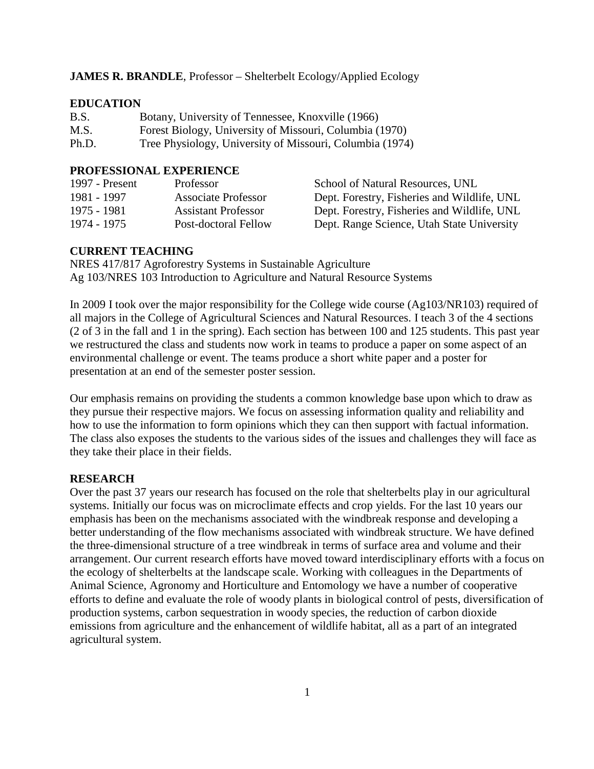**JAMES R. BRANDLE**, Professor – Shelterbelt Ecology/Applied Ecology

## EDUCATION

| | |
|---|---|
| B.S. | Botany, University of Tennessee, Knoxville (1966) |
| M.S. | Forest Biology, University of Missouri, Columbia (1970) |
| Ph.D. | Tree Physiology, University of Missouri, Columbia (1974) |

## PROFESSIONAL EXPERIENCE

| | | |
|---|---|---|
| 1997 - Present | Professor | School of Natural Resources, UNL |
| 1981 - 1997 | Associate Professor | Dept. Forestry, Fisheries and Wildlife, UNL |
| 1975 - 1981 | Assistant Professor | Dept. Forestry, Fisheries and Wildlife, UNL |
| 1974 - 1975 | Post-doctoral Fellow | Dept. Range Science, Utah State University |

## CURRENT TEACHING

NRES 417/817 Agroforestry Systems in Sustainable Agriculture
Ag 103/NRES 103 Introduction to Agriculture and Natural Resource Systems

In 2009 I took over the major responsibility for the College wide course (Ag103/NR103) required of all majors in the College of Agricultural Sciences and Natural Resources. I teach 3 of the 4 sections (2 of 3 in the fall and 1 in the spring). Each section has between 100 and 125 students. This past year we restructured the class and students now work in teams to produce a paper on some aspect of an environmental challenge or event. The teams produce a short white paper and a poster for presentation at an end of the semester poster session.

Our emphasis remains on providing the students a common knowledge base upon which to draw as they pursue their respective majors. We focus on assessing information quality and reliability and how to use the information to form opinions which they can then support with factual information. The class also exposes the students to the various sides of the issues and challenges they will face as they take their place in their fields.

## RESEARCH

Over the past 37 years our research has focused on the role that shelterbelts play in our agricultural systems. Initially our focus was on microclimate effects and crop yields. For the last 10 years our emphasis has been on the mechanisms associated with the windbreak response and developing a better understanding of the flow mechanisms associated with windbreak structure. We have defined the three-dimensional structure of a tree windbreak in terms of surface area and volume and their arrangement. Our current research efforts have moved toward interdisciplinary efforts with a focus on the ecology of shelterbelts at the landscape scale. Working with colleagues in the Departments of Animal Science, Agronomy and Horticulture and Entomology we have a number of cooperative efforts to define and evaluate the role of woody plants in biological control of pests, diversification of production systems, carbon sequestration in woody species, the reduction of carbon dioxide emissions from agriculture and the enhancement of wildlife habitat, all as a part of an integrated agricultural system.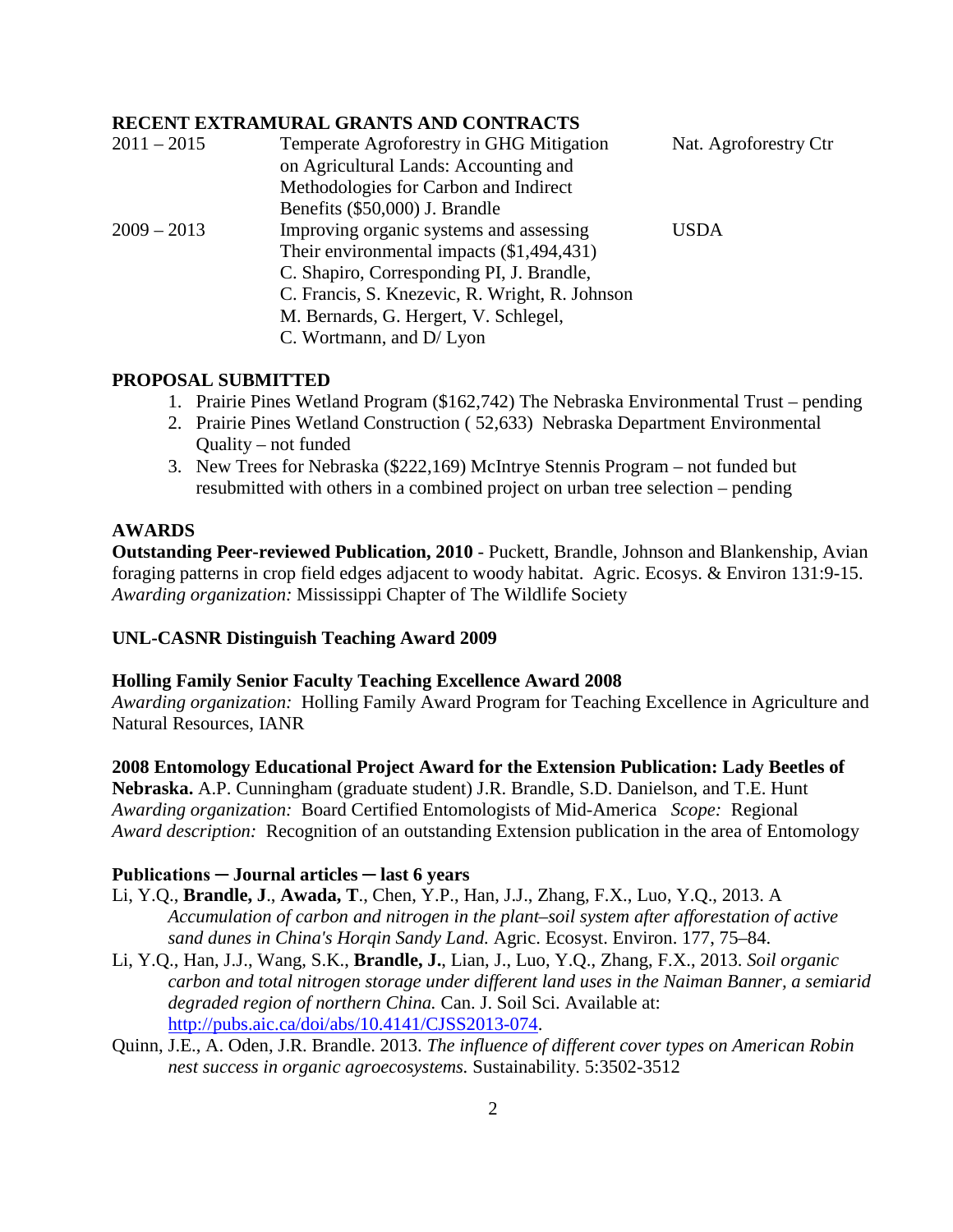**RECENT EXTRAMURAL GRANTS AND CONTRACTS**

| | | |
|---|---|---|
| 2011 – 2015 | Temperate Agroforestry in GHG Mitigation on Agricultural Lands: Accounting and Methodologies for Carbon and Indirect Benefits ($50,000) J. Brandle | Nat. Agroforestry Ctr |
| 2009 – 2013 | Improving organic systems and assessing Their environmental impacts ($1,494,431) C. Shapiro, Corresponding PI, J. Brandle, C. Francis, S. Knezevic, R. Wright, R. Johnson M. Bernards, G. Hergert, V. Schlegel, C. Wortmann, and D/ Lyon | USDA |

**PROPOSAL SUBMITTED**

1. Prairie Pines Wetland Program ($162,742) The Nebraska Environmental Trust – pending
2. Prairie Pines Wetland Construction ( 52,633) Nebraska Department Environmental Quality – not funded
3. New Trees for Nebraska ($222,169) McIntrye Stennis Program – not funded but resubmitted with others in a combined project on urban tree selection – pending

**AWARDS**

**Outstanding Peer-reviewed Publication, 2010** - Puckett, Brandle, Johnson and Blankenship, Avian foraging patterns in crop field edges adjacent to woody habitat. Agric. Ecosys. & Environ 131:9-15. *Awarding organization:* Mississippi Chapter of The Wildlife Society

**UNL-CASNR Distinguish Teaching Award 2009**

**Holling Family Senior Faculty Teaching Excellence Award 2008**
*Awarding organization:* Holling Family Award Program for Teaching Excellence in Agriculture and Natural Resources, IANR

**2008 Entomology Educational Project Award for the Extension Publication: Lady Beetles of Nebraska.** A.P. Cunningham (graduate student) J.R. Brandle, S.D. Danielson, and T.E. Hunt
*Awarding organization:* Board Certified Entomologists of Mid-America *Scope:* Regional
*Award description:* Recognition of an outstanding Extension publication in the area of Entomology

**Publications ─ Journal articles ─ last 6 years**

Li, Y.Q., **Brandle, J**., **Awada, T**., Chen, Y.P., Han, J.J., Zhang, F.X., Luo, Y.Q., 2013. A *Accumulation of carbon and nitrogen in the plant–soil system after afforestation of active sand dunes in China's Horqin Sandy Land.* Agric. Ecosyst. Environ. 177, 75–84.

Li, Y.Q., Han, J.J., Wang, S.K., **Brandle, J.**, Lian, J., Luo, Y.Q., Zhang, F.X., 2013. *Soil organic carbon and total nitrogen storage under different land uses in the Naiman Banner, a semiarid degraded region of northern China.* Can. J. Soil Sci. Available at: http://pubs.aic.ca/doi/abs/10.4141/CJSS2013-074.

Quinn, J.E., A. Oden, J.R. Brandle. 2013. *The influence of different cover types on American Robin nest success in organic agroecosystems.* Sustainability. 5:3502-3512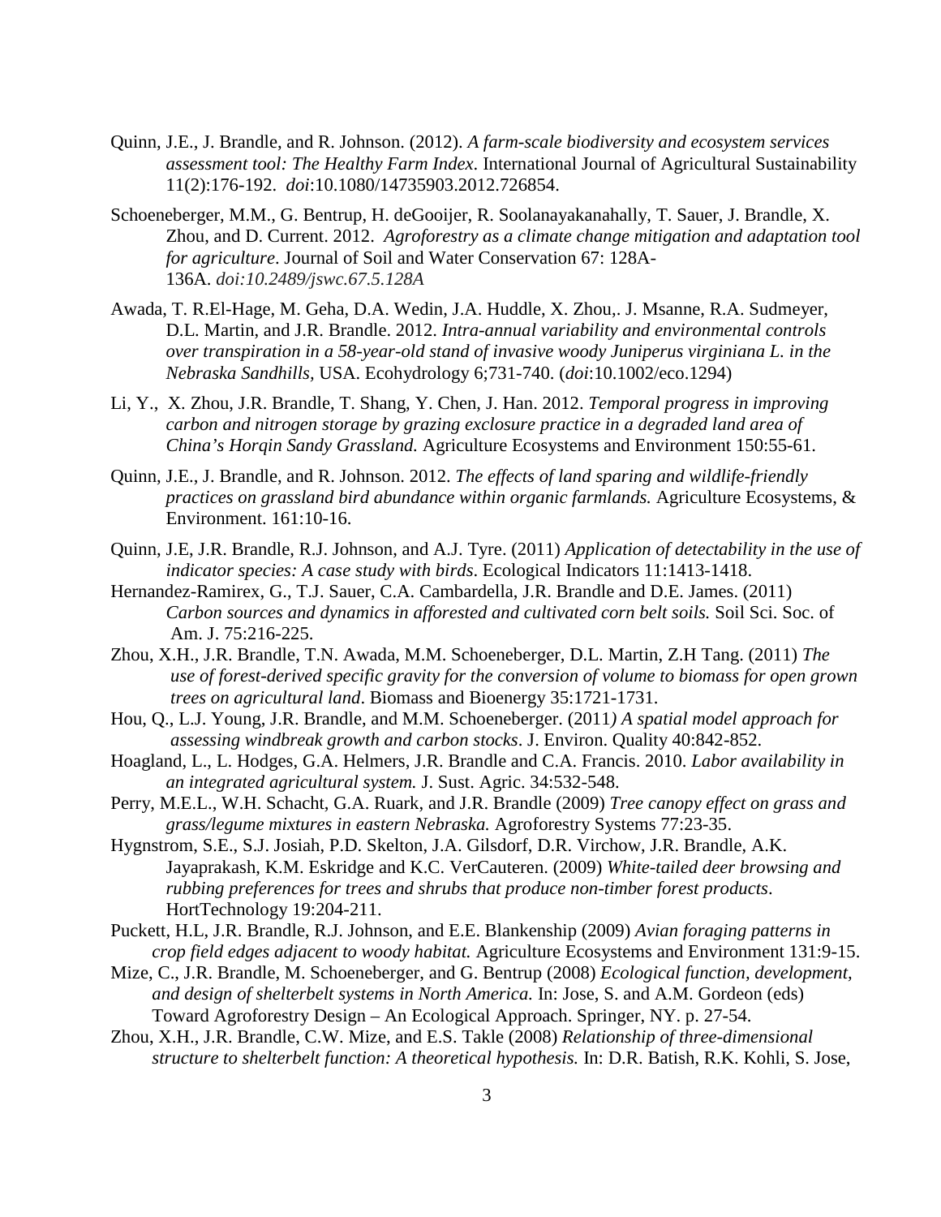Quinn, J.E., J. Brandle, and R. Johnson. (2012). *A farm-scale biodiversity and ecosystem services assessment tool: The Healthy Farm Index*. International Journal of Agricultural Sustainability 11(2):176-192. *doi*:10.1080/14735903.2012.726854.

Schoeneberger, M.M., G. Bentrup, H. deGooijer, R. Soolanayakanahally, T. Sauer, J. Brandle, X. Zhou, and D. Current. 2012. *Agroforestry as a climate change mitigation and adaptation tool for agriculture*. Journal of Soil and Water Conservation 67: 128A-136A. *doi:10.2489/jswc.67.5.128A*

Awada, T. R.El-Hage, M. Geha, D.A. Wedin, J.A. Huddle, X. Zhou,. J. Msanne, R.A. Sudmeyer, D.L. Martin, and J.R. Brandle. 2012. *Intra-annual variability and environmental controls over transpiration in a 58-year-old stand of invasive woody Juniperus virginiana L. in the Nebraska Sandhills,* USA. Ecohydrology 6;731-740. (*doi*:10.1002/eco.1294)

Li, Y., X. Zhou, J.R. Brandle, T. Shang, Y. Chen, J. Han. 2012. *Temporal progress in improving carbon and nitrogen storage by grazing exclosure practice in a degraded land area of China's Horqin Sandy Grassland.* Agriculture Ecosystems and Environment 150:55-61.

Quinn, J.E., J. Brandle, and R. Johnson. 2012. *The effects of land sparing and wildlife-friendly practices on grassland bird abundance within organic farmlands.* Agriculture Ecosystems, & Environment. 161:10-16.

Quinn, J.E, J.R. Brandle, R.J. Johnson, and A.J. Tyre. (2011) *Application of detectability in the use of indicator species: A case study with birds*. Ecological Indicators 11:1413-1418.

Hernandez-Ramirex, G., T.J. Sauer, C.A. Cambardella, J.R. Brandle and D.E. James. (2011) *Carbon sources and dynamics in afforested and cultivated corn belt soils.* Soil Sci. Soc. of Am. J. 75:216-225.

Zhou, X.H., J.R. Brandle, T.N. Awada, M.M. Schoeneberger, D.L. Martin, Z.H Tang. (2011) *The use of forest-derived specific gravity for the conversion of volume to biomass for open grown trees on agricultural land*. Biomass and Bioenergy 35:1721-1731.

Hou, Q., L.J. Young, J.R. Brandle, and M.M. Schoeneberger. (2011*) A spatial model approach for assessing windbreak growth and carbon stocks*. J. Environ. Quality 40:842-852.

Hoagland, L., L. Hodges, G.A. Helmers, J.R. Brandle and C.A. Francis. 2010. *Labor availability in an integrated agricultural system.* J. Sust. Agric. 34:532-548.

Perry, M.E.L., W.H. Schacht, G.A. Ruark, and J.R. Brandle (2009) *Tree canopy effect on grass and grass/legume mixtures in eastern Nebraska.* Agroforestry Systems 77:23-35.

Hygnstrom, S.E., S.J. Josiah, P.D. Skelton, J.A. Gilsdorf, D.R. Virchow, J.R. Brandle, A.K. Jayaprakash, K.M. Eskridge and K.C. VerCauteren. (2009) *White-tailed deer browsing and rubbing preferences for trees and shrubs that produce non-timber forest products*. HortTechnology 19:204-211.

Puckett, H.L, J.R. Brandle, R.J. Johnson, and E.E. Blankenship (2009) *Avian foraging patterns in crop field edges adjacent to woody habitat.* Agriculture Ecosystems and Environment 131:9-15.

Mize, C., J.R. Brandle, M. Schoeneberger, and G. Bentrup (2008) *Ecological function, development, and design of shelterbelt systems in North America.* In: Jose, S. and A.M. Gordeon (eds) Toward Agroforestry Design – An Ecological Approach. Springer, NY. p. 27-54.

Zhou, X.H., J.R. Brandle, C.W. Mize, and E.S. Takle (2008) *Relationship of three-dimensional structure to shelterbelt function: A theoretical hypothesis.* In: D.R. Batish, R.K. Kohli, S. Jose,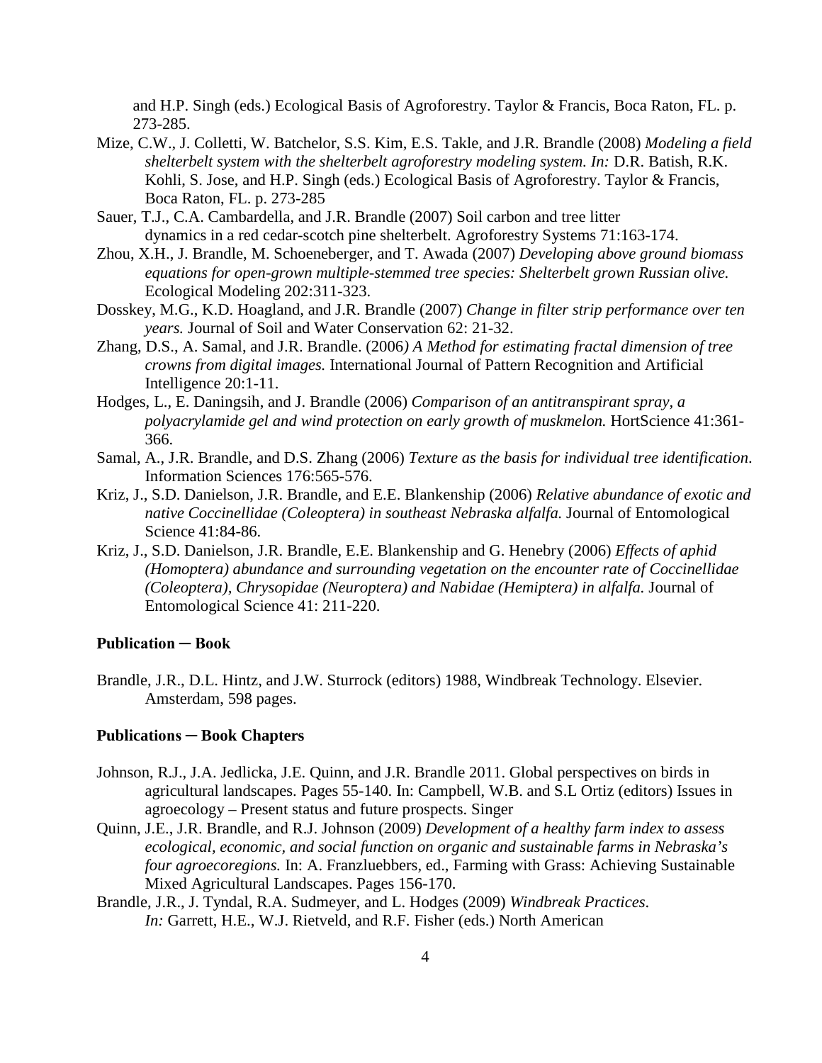and H.P. Singh (eds.) Ecological Basis of Agroforestry. Taylor & Francis, Boca Raton, FL. p. 273-285.

Mize, C.W., J. Colletti, W. Batchelor, S.S. Kim, E.S. Takle, and J.R. Brandle (2008) *Modeling a field shelterbelt system with the shelterbelt agroforestry modeling system. In:* D.R. Batish, R.K. Kohli, S. Jose, and H.P. Singh (eds.) Ecological Basis of Agroforestry. Taylor & Francis, Boca Raton, FL. p. 273-285

Sauer, T.J., C.A. Cambardella, and J.R. Brandle (2007) Soil carbon and tree litter dynamics in a red cedar-scotch pine shelterbelt. Agroforestry Systems 71:163-174.

Zhou, X.H., J. Brandle, M. Schoeneberger, and T. Awada (2007) *Developing above ground biomass equations for open-grown multiple-stemmed tree species: Shelterbelt grown Russian olive.* Ecological Modeling 202:311-323.

Dosskey, M.G., K.D. Hoagland, and J.R. Brandle (2007) *Change in filter strip performance over ten years.* Journal of Soil and Water Conservation 62: 21-32.

Zhang, D.S., A. Samal, and J.R. Brandle. (2006*) A Method for estimating fractal dimension of tree crowns from digital images.* International Journal of Pattern Recognition and Artificial Intelligence 20:1-11.

Hodges, L., E. Daningsih, and J. Brandle (2006) *Comparison of an antitranspirant spray, a polyacrylamide gel and wind protection on early growth of muskmelon.* HortScience 41:361-366.

Samal, A., J.R. Brandle, and D.S. Zhang (2006) *Texture as the basis for individual tree identification*. Information Sciences 176:565-576.

Kriz, J., S.D. Danielson, J.R. Brandle, and E.E. Blankenship (2006) *Relative abundance of exotic and native Coccinellidae (Coleoptera) in southeast Nebraska alfalfa.* Journal of Entomological Science 41:84-86.

Kriz, J., S.D. Danielson, J.R. Brandle, E.E. Blankenship and G. Henebry (2006) *Effects of aphid (Homoptera) abundance and surrounding vegetation on the encounter rate of Coccinellidae (Coleoptera), Chrysopidae (Neuroptera) and Nabidae (Hemiptera) in alfalfa.* Journal of Entomological Science 41: 211-220.

**Publication ─ Book**

Brandle, J.R., D.L. Hintz, and J.W. Sturrock (editors) 1988, Windbreak Technology. Elsevier. Amsterdam, 598 pages.

**Publications ─ Book Chapters**

Johnson, R.J., J.A. Jedlicka, J.E. Quinn, and J.R. Brandle 2011. Global perspectives on birds in agricultural landscapes. Pages 55-140. In: Campbell, W.B. and S.L Ortiz (editors) Issues in agroecology – Present status and future prospects. Singer

Quinn, J.E., J.R. Brandle, and R.J. Johnson (2009) *Development of a healthy farm index to assess ecological, economic, and social function on organic and sustainable farms in Nebraska's four agroecoregions.* In: A. Franzluebbers, ed., Farming with Grass: Achieving Sustainable Mixed Agricultural Landscapes. Pages 156-170.

Brandle, J.R., J. Tyndal, R.A. Sudmeyer, and L. Hodges (2009) *Windbreak Practices*. *In:* Garrett, H.E., W.J. Rietveld, and R.F. Fisher (eds.) North American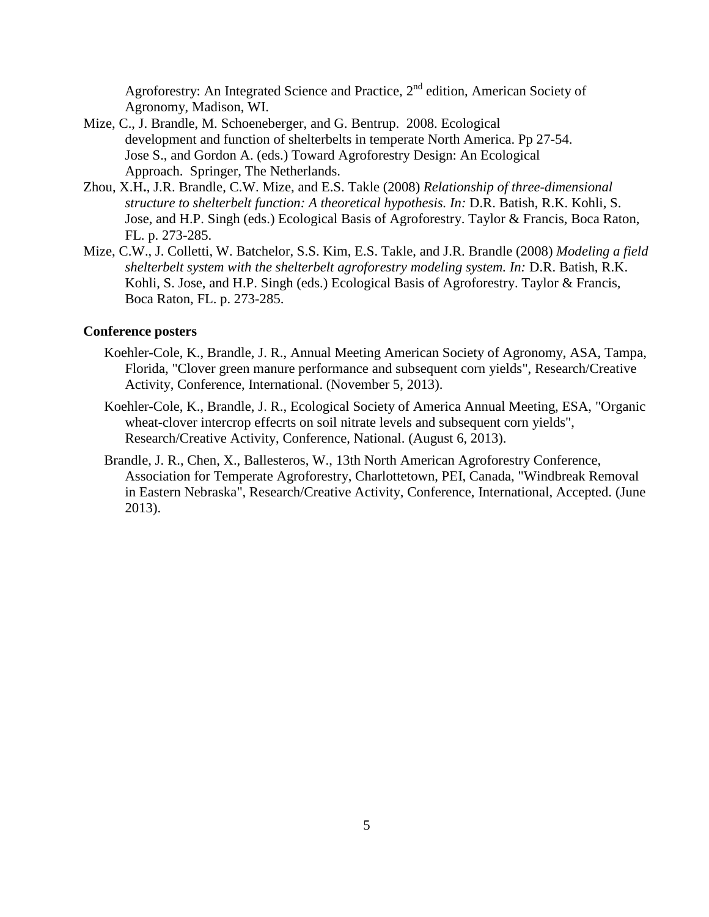Agroforestry: An Integrated Science and Practice, 2nd edition, American Society of Agronomy, Madison, WI.

Mize, C., J. Brandle, M. Schoeneberger, and G. Bentrup. 2008. Ecological development and function of shelterbelts in temperate North America. Pp 27-54. Jose S., and Gordon A. (eds.) Toward Agroforestry Design: An Ecological Approach. Springer, The Netherlands.

Zhou, X.H**.**, J.R. Brandle, C.W. Mize, and E.S. Takle (2008) *Relationship of three-dimensional structure to shelterbelt function: A theoretical hypothesis. In:* D.R. Batish, R.K. Kohli, S. Jose, and H.P. Singh (eds.) Ecological Basis of Agroforestry. Taylor & Francis, Boca Raton, FL. p. 273-285.

Mize, C.W., J. Colletti, W. Batchelor, S.S. Kim, E.S. Takle, and J.R. Brandle (2008) *Modeling a field shelterbelt system with the shelterbelt agroforestry modeling system. In:* D.R. Batish, R.K. Kohli, S. Jose, and H.P. Singh (eds.) Ecological Basis of Agroforestry. Taylor & Francis, Boca Raton, FL. p. 273-285.

**Conference posters**

Koehler-Cole, K., Brandle, J. R., Annual Meeting American Society of Agronomy, ASA, Tampa, Florida, "Clover green manure performance and subsequent corn yields", Research/Creative Activity, Conference, International. (November 5, 2013).

Koehler-Cole, K., Brandle, J. R., Ecological Society of America Annual Meeting, ESA, "Organic wheat-clover intercrop effecrts on soil nitrate levels and subsequent corn yields", Research/Creative Activity, Conference, National. (August 6, 2013).

Brandle, J. R., Chen, X., Ballesteros, W., 13th North American Agroforestry Conference, Association for Temperate Agroforestry, Charlottetown, PEI, Canada, "Windbreak Removal in Eastern Nebraska", Research/Creative Activity, Conference, International, Accepted. (June 2013).